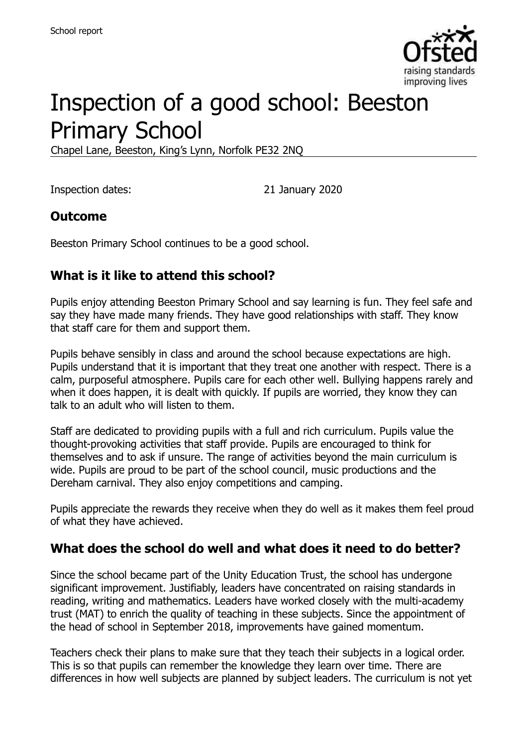# Inspection of a good school: Beeston Primary School

Chapel Lane, Beeston, King's Lynn, Norfolk PE32 2NQ

Inspection dates: 21 January 2020

## Outcome

Beeston Primary School continues to be a good school.

## What is it like to attend this school?

Pupils enjoy attending Beeston Primary School and say learning is fun. They feel safe and say they have made many friends. They have good relationships with staff. They know that staff care for them and support them.

Pupils behave sensibly in class and around the school because expectations are high. Pupils understand that it is important that they treat one another with respect. There is a calm, purposeful atmosphere. Pupils care for each other well. Bullying happens rarely and when it does happen, it is dealt with quickly. If pupils are worried, they know they can talk to an adult who will listen to them.

Staff are dedicated to providing pupils with a full and rich curriculum. Pupils value the thought-provoking activities that staff provide. Pupils are encouraged to think for themselves and to ask if unsure. The range of activities beyond the main curriculum is wide. Pupils are proud to be part of the school council, music productions and the Dereham carnival. They also enjoy competitions and camping.

Pupils appreciate the rewards they receive when they do well as it makes them feel proud of what they have achieved.

## What does the school do well and what does it need to do better?

Since the school became part of the Unity Education Trust, the school has undergone significant improvement. Justifiably, leaders have concentrated on raising standards in reading, writing and mathematics. Leaders have worked closely with the multi-academy trust (MAT) to enrich the quality of teaching in these subjects. Since the appointment of the head of school in September 2018, improvements have gained momentum.

Teachers check their plans to make sure that they teach their subjects in a logical order. This is so that pupils can remember the knowledge they learn over time. There are differences in how well subjects are planned by subject leaders. The curriculum is not yet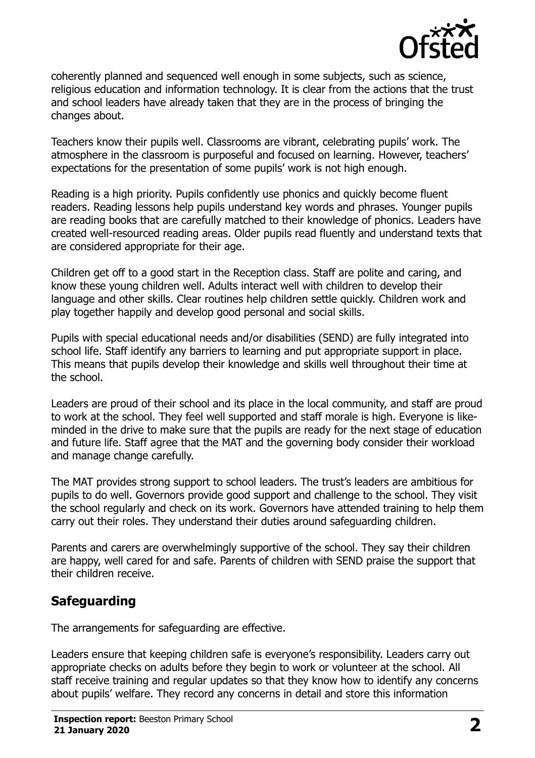coherently planned and sequenced well enough in some subjects, such as science, religious education and information technology. It is clear from the actions that the trust and school leaders have already taken that they are in the process of bringing the changes about.

Teachers know their pupils well. Classrooms are vibrant, celebrating pupils' work. The atmosphere in the classroom is purposeful and focused on learning. However, teachers' expectations for the presentation of some pupils' work is not high enough.

Reading is a high priority. Pupils confidently use phonics and quickly become fluent readers. Reading lessons help pupils understand key words and phrases. Younger pupils are reading books that are carefully matched to their knowledge of phonics. Leaders have created well-resourced reading areas. Older pupils read fluently and understand texts that are considered appropriate for their age.

Children get off to a good start in the Reception class. Staff are polite and caring, and know these young children well. Adults interact well with children to develop their language and other skills. Clear routines help children settle quickly. Children work and play together happily and develop good personal and social skills.

Pupils with special educational needs and/or disabilities (SEND) are fully integrated into school life. Staff identify any barriers to learning and put appropriate support in place. This means that pupils develop their knowledge and skills well throughout their time at the school.

Leaders are proud of their school and its place in the local community, and staff are proud to work at the school. They feel well supported and staff morale is high. Everyone is like-minded in the drive to make sure that the pupils are ready for the next stage of education and future life. Staff agree that the MAT and the governing body consider their workload and manage change carefully.

The MAT provides strong support to school leaders. The trust's leaders are ambitious for pupils to do well. Governors provide good support and challenge to the school. They visit the school regularly and check on its work. Governors have attended training to help them carry out their roles. They understand their duties around safeguarding children.

Parents and carers are overwhelmingly supportive of the school. They say their children are happy, well cared for and safe. Parents of children with SEND praise the support that their children receive.

## Safeguarding

The arrangements for safeguarding are effective.

Leaders ensure that keeping children safe is everyone's responsibility. Leaders carry out appropriate checks on adults before they begin to work or volunteer at the school. All staff receive training and regular updates so that they know how to identify any concerns about pupils' welfare. They record any concerns in detail and store this information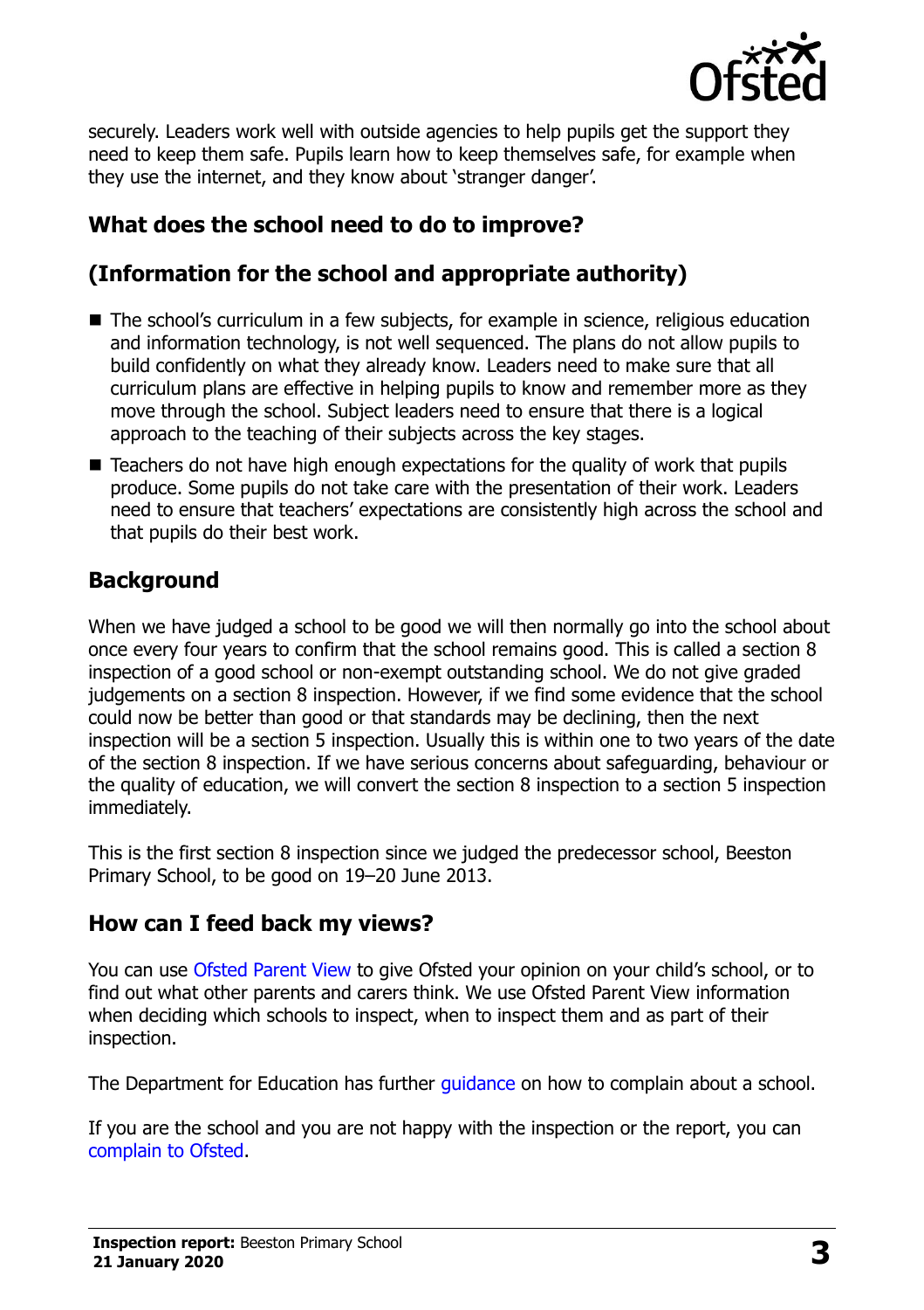securely. Leaders work well with outside agencies to help pupils get the support they need to keep them safe. Pupils learn how to keep themselves safe, for example when they use the internet, and they know about 'stranger danger'.

## What does the school need to do to improve?

## (Information for the school and appropriate authority)

- The school's curriculum in a few subjects, for example in science, religious education and information technology, is not well sequenced. The plans do not allow pupils to build confidently on what they already know. Leaders need to make sure that all curriculum plans are effective in helping pupils to know and remember more as they move through the school. Subject leaders need to ensure that there is a logical approach to the teaching of their subjects across the key stages.
- Teachers do not have high enough expectations for the quality of work that pupils produce. Some pupils do not take care with the presentation of their work. Leaders need to ensure that teachers' expectations are consistently high across the school and that pupils do their best work.

## Background

When we have judged a school to be good we will then normally go into the school about once every four years to confirm that the school remains good. This is called a section 8 inspection of a good school or non-exempt outstanding school. We do not give graded judgements on a section 8 inspection. However, if we find some evidence that the school could now be better than good or that standards may be declining, then the next inspection will be a section 5 inspection. Usually this is within one to two years of the date of the section 8 inspection. If we have serious concerns about safeguarding, behaviour or the quality of education, we will convert the section 8 inspection to a section 5 inspection immediately.

This is the first section 8 inspection since we judged the predecessor school, Beeston Primary School, to be good on 19–20 June 2013.

## How can I feed back my views?

You can use Ofsted Parent View to give Ofsted your opinion on your child's school, or to find out what other parents and carers think. We use Ofsted Parent View information when deciding which schools to inspect, when to inspect them and as part of their inspection.

The Department for Education has further guidance on how to complain about a school.

If you are the school and you are not happy with the inspection or the report, you can complain to Ofsted.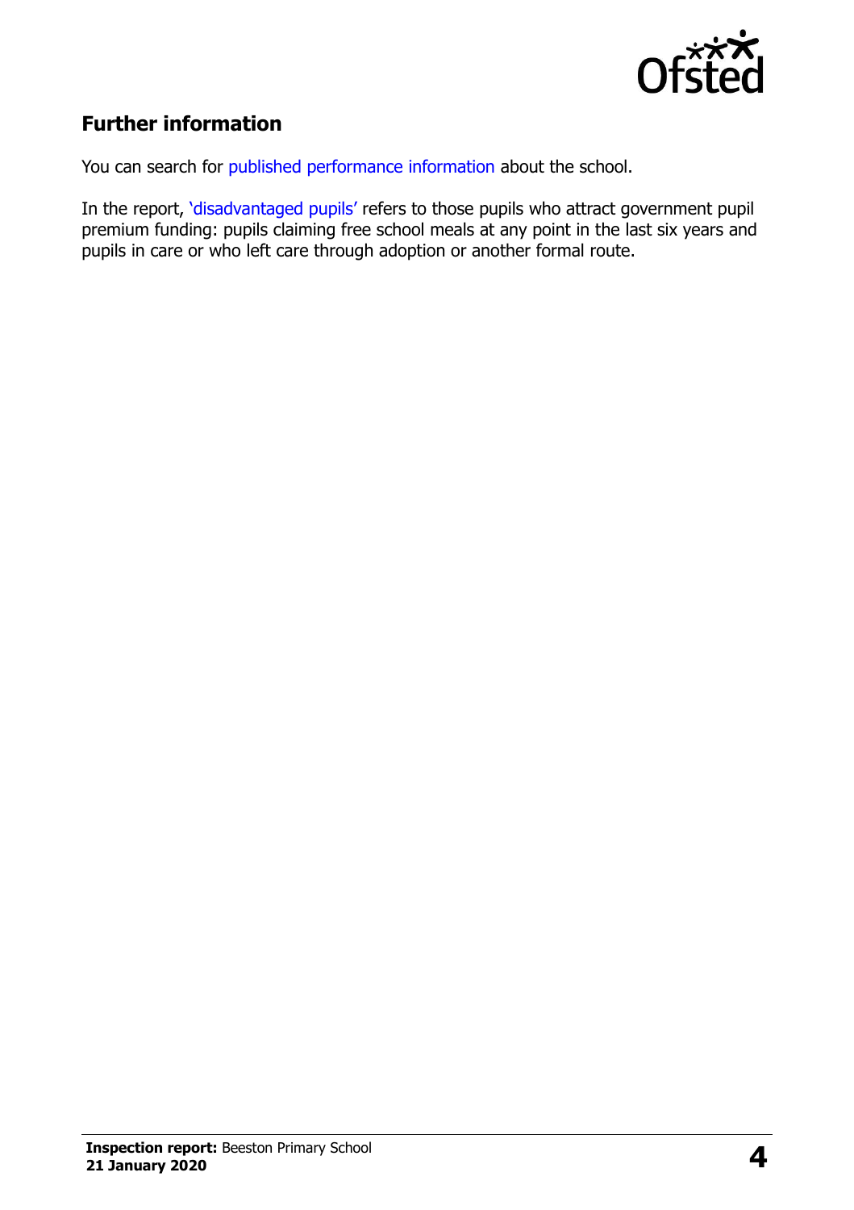## Further information

You can search for published performance information about the school.

In the report, 'disadvantaged pupils' refers to those pupils who attract government pupil premium funding: pupils claiming free school meals at any point in the last six years and pupils in care or who left care through adoption or another formal route.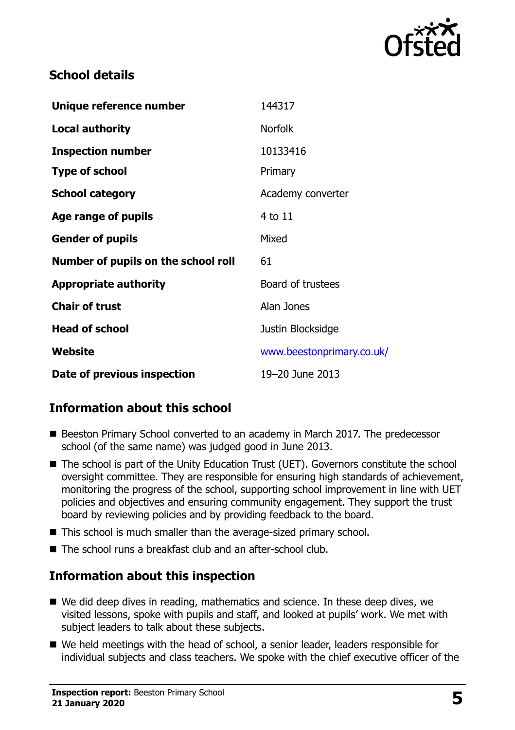## School details

| | |
|---|---|
| **Unique reference number** | 144317 |
| **Local authority** | Norfolk |
| **Inspection number** | 10133416 |
| **Type of school** | Primary |
| **School category** | Academy converter |
| **Age range of pupils** | 4 to 11 |
| **Gender of pupils** | Mixed |
| **Number of pupils on the school roll** | 61 |
| **Appropriate authority** | Board of trustees |
| **Chair of trust** | Alan Jones |
| **Head of school** | Justin Blocksidge |
| **Website** | www.beestonprimary.co.uk/ |
| **Date of previous inspection** | 19–20 June 2013 |

## Information about this school

- Beeston Primary School converted to an academy in March 2017. The predecessor school (of the same name) was judged good in June 2013.
- The school is part of the Unity Education Trust (UET). Governors constitute the school oversight committee. They are responsible for ensuring high standards of achievement, monitoring the progress of the school, supporting school improvement in line with UET policies and objectives and ensuring community engagement. They support the trust board by reviewing policies and by providing feedback to the board.
- This school is much smaller than the average-sized primary school.
- The school runs a breakfast club and an after-school club.

## Information about this inspection

- We did deep dives in reading, mathematics and science. In these deep dives, we visited lessons, spoke with pupils and staff, and looked at pupils' work. We met with subject leaders to talk about these subjects.
- We held meetings with the head of school, a senior leader, leaders responsible for individual subjects and class teachers. We spoke with the chief executive officer of the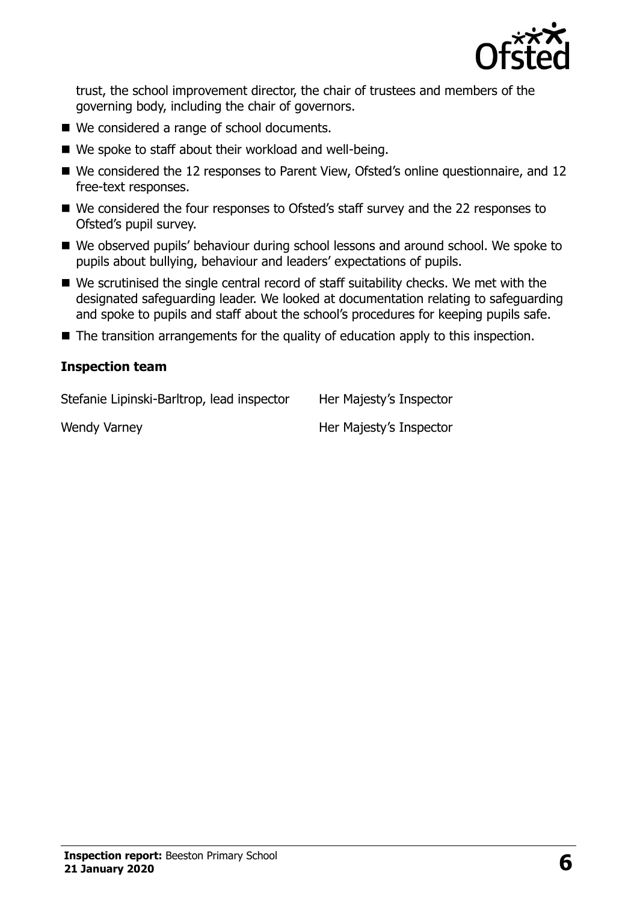trust, the school improvement director, the chair of trustees and members of the governing body, including the chair of governors.

- We considered a range of school documents.
- We spoke to staff about their workload and well-being.
- We considered the 12 responses to Parent View, Ofsted's online questionnaire, and 12 free-text responses.
- We considered the four responses to Ofsted's staff survey and the 22 responses to Ofsted's pupil survey.
- We observed pupils' behaviour during school lessons and around school. We spoke to pupils about bullying, behaviour and leaders' expectations of pupils.
- We scrutinised the single central record of staff suitability checks. We met with the designated safeguarding leader. We looked at documentation relating to safeguarding and spoke to pupils and staff about the school's procedures for keeping pupils safe.
- The transition arrangements for the quality of education apply to this inspection.

### Inspection team

| | |
|---|---|
| Stefanie Lipinski-Barltrop, lead inspector | Her Majesty's Inspector |
| Wendy Varney | Her Majesty's Inspector |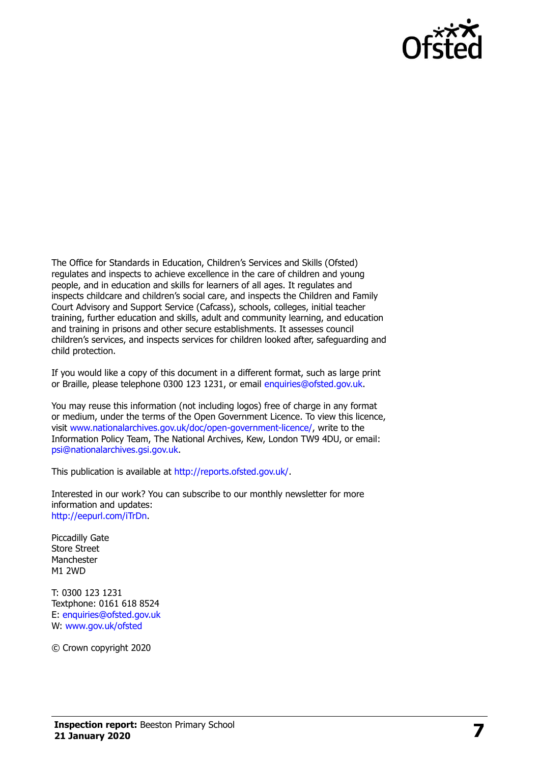The Office for Standards in Education, Children's Services and Skills (Ofsted) regulates and inspects to achieve excellence in the care of children and young people, and in education and skills for learners of all ages. It regulates and inspects childcare and children's social care, and inspects the Children and Family Court Advisory and Support Service (Cafcass), schools, colleges, initial teacher training, further education and skills, adult and community learning, and education and training in prisons and other secure establishments. It assesses council children's services, and inspects services for children looked after, safeguarding and child protection.

If you would like a copy of this document in a different format, such as large print or Braille, please telephone 0300 123 1231, or email enquiries@ofsted.gov.uk.

You may reuse this information (not including logos) free of charge in any format or medium, under the terms of the Open Government Licence. To view this licence, visit www.nationalarchives.gov.uk/doc/open-government-licence/, write to the Information Policy Team, The National Archives, Kew, London TW9 4DU, or email: psi@nationalarchives.gsi.gov.uk.

This publication is available at http://reports.ofsted.gov.uk/.

Interested in our work? You can subscribe to our monthly newsletter for more information and updates:
http://eepurl.com/iTrDn.

Piccadilly Gate
Store Street
Manchester
M1 2WD

T: 0300 123 1231
Textphone: 0161 618 8524
E: enquiries@ofsted.gov.uk
W: www.gov.uk/ofsted

© Crown copyright 2020